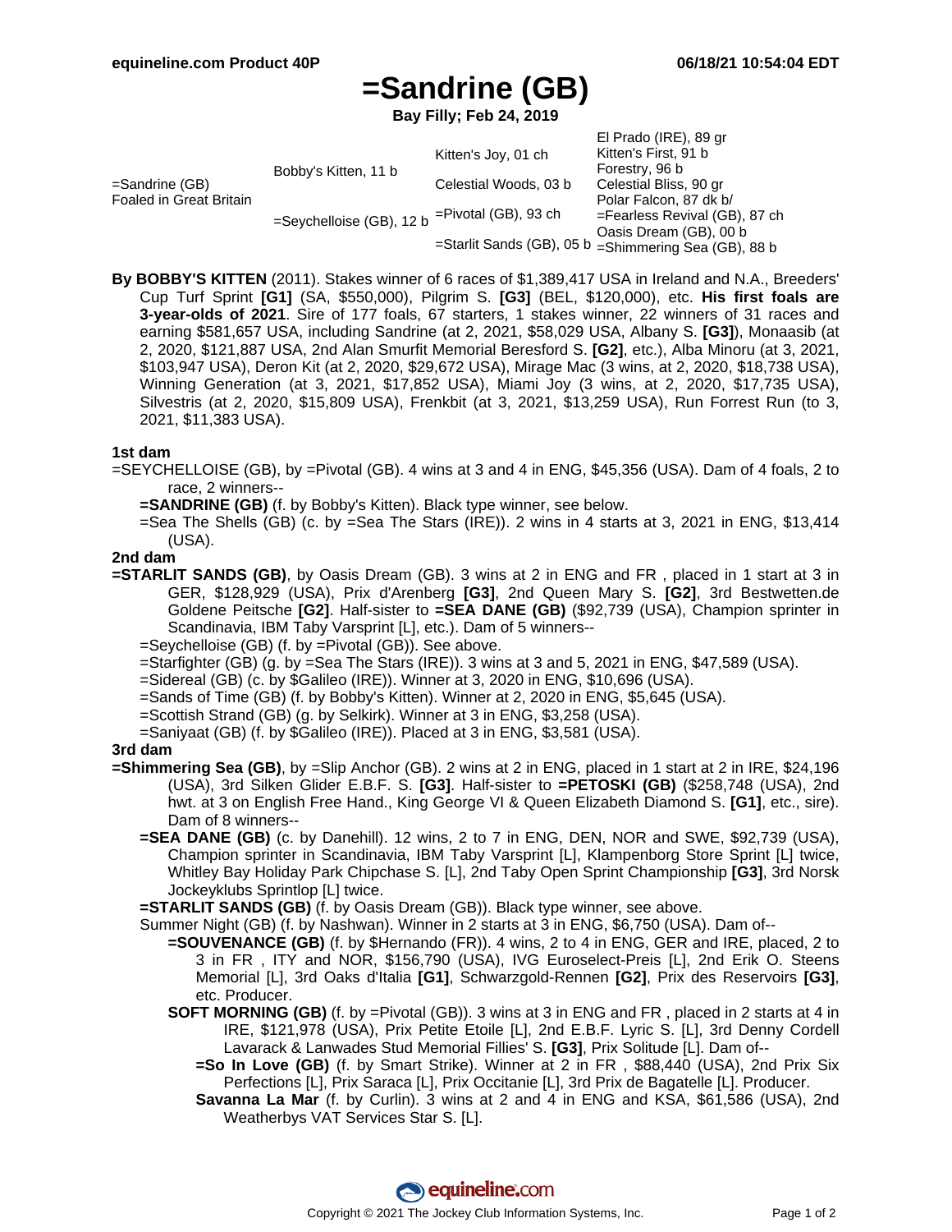equineline.com Product 40P — 06/18/21 10:54:04 EDT

# =Sandrine (GB)

**Bay Filly; Feb 24, 2019**

| | | | |
|---|---|---|---|
| =Sandrine (GB) Foaled in Great Britain | Bobby's Kitten, 11 b | Kitten's Joy, 01 ch | El Prado (IRE), 89 gr |
| | | | Kitten's First, 91 b |
| | | Celestial Woods, 03 b | Forestry, 96 b |
| | | | Celestial Bliss, 90 gr |
| | =Seychelloise (GB), 12 b | =Pivotal (GB), 93 ch | Polar Falcon, 87 dk b/ |
| | | | =Fearless Revival (GB), 87 ch |
| | | =Starlit Sands (GB), 05 b | Oasis Dream (GB), 00 b |
| | | | =Shimmering Sea (GB), 88 b |

**By BOBBY'S KITTEN** (2011). Stakes winner of 6 races of $1,389,417 USA in Ireland and N.A., Breeders' Cup Turf Sprint **[G1]** (SA, $550,000), Pilgrim S. **[G3]** (BEL, $120,000), etc. **His first foals are 3-year-olds of 2021**. Sire of 177 foals, 67 starters, 1 stakes winner, 22 winners of 31 races and earning $581,657 USA, including Sandrine (at 2, 2021, $58,029 USA, Albany S. **[G3]**), Monaasib (at 2, 2020, $121,887 USA, 2nd Alan Smurfit Memorial Beresford S. **[G2]**, etc.), Alba Minoru (at 3, 2021, $103,947 USA), Deron Kit (at 2, 2020, $29,672 USA), Mirage Mac (3 wins, at 2, 2020, $18,738 USA), Winning Generation (at 3, 2021, $17,852 USA), Miami Joy (3 wins, at 2, 2020, $17,735 USA), Silvestris (at 2, 2020, $15,809 USA), Frenkbit (at 3, 2021, $13,259 USA), Run Forrest Run (to 3, 2021, $11,383 USA).

### 1st dam

=SEYCHELLOISE (GB), by =Pivotal (GB). 4 wins at 3 and 4 in ENG, $45,356 (USA). Dam of 4 foals, 2 to race, 2 winners--

- **=SANDRINE (GB)** (f. by Bobby's Kitten). Black type winner, see below.
- =Sea The Shells (GB) (c. by =Sea The Stars (IRE)). 2 wins in 4 starts at 3, 2021 in ENG, $13,414 (USA).

### 2nd dam

**=STARLIT SANDS (GB)**, by Oasis Dream (GB). 3 wins at 2 in ENG and FR , placed in 1 start at 3 in GER, $128,929 (USA), Prix d'Arenberg **[G3]**, 2nd Queen Mary S. **[G2]**, 3rd Bestwetten.de Goldene Peitsche **[G2]**. Half-sister to **=SEA DANE (GB)** ($92,739 (USA), Champion sprinter in Scandinavia, IBM Taby Varsprint [L], etc.). Dam of 5 winners--

- =Seychelloise (GB) (f. by =Pivotal (GB)). See above.
- =Starfighter (GB) (g. by =Sea The Stars (IRE)). 3 wins at 3 and 5, 2021 in ENG, $47,589 (USA).
- =Sidereal (GB) (c. by $Galileo (IRE)). Winner at 3, 2020 in ENG, $10,696 (USA).
- =Sands of Time (GB) (f. by Bobby's Kitten). Winner at 2, 2020 in ENG, $5,645 (USA).
- =Scottish Strand (GB) (g. by Selkirk). Winner at 3 in ENG, $3,258 (USA).
- =Saniyaat (GB) (f. by $Galileo (IRE)). Placed at 3 in ENG, $3,581 (USA).

### 3rd dam

**=Shimmering Sea (GB)**, by =Slip Anchor (GB). 2 wins at 2 in ENG, placed in 1 start at 2 in IRE, $24,196 (USA), 3rd Silken Glider E.B.F. S. **[G3]**. Half-sister to **=PETOSKI (GB)** ($258,748 (USA), 2nd hwt. at 3 on English Free Hand., King George VI & Queen Elizabeth Diamond S. **[G1]**, etc., sire). Dam of 8 winners--

- **=SEA DANE (GB)** (c. by Danehill). 12 wins, 2 to 7 in ENG, DEN, NOR and SWE, $92,739 (USA), Champion sprinter in Scandinavia, IBM Taby Varsprint [L], Klampenborg Store Sprint [L] twice, Whitley Bay Holiday Park Chipchase S. [L], 2nd Taby Open Sprint Championship **[G3]**, 3rd Norsk Jockeyklubs Sprintlop [L] twice.
- **=STARLIT SANDS (GB)** (f. by Oasis Dream (GB)). Black type winner, see above.
- Summer Night (GB) (f. by Nashwan). Winner in 2 starts at 3 in ENG, $6,750 (USA). Dam of--
  - **=SOUVENANCE (GB)** (f. by $Hernando (FR)). 4 wins, 2 to 4 in ENG, GER and IRE, placed, 2 to 3 in FR , ITY and NOR, $156,790 (USA), IVG Euroselect-Preis [L], 2nd Erik O. Steens Memorial [L], 3rd Oaks d'Italia **[G1]**, Schwarzgold-Rennen **[G2]**, Prix des Reservoirs **[G3]**, etc. Producer.
  - **SOFT MORNING (GB)** (f. by =Pivotal (GB)). 3 wins at 3 in ENG and FR , placed in 2 starts at 4 in IRE, $121,978 (USA), Prix Petite Etoile [L], 2nd E.B.F. Lyric S. [L], 3rd Denny Cordell Lavarack & Lanwades Stud Memorial Fillies' S. **[G3]**, Prix Solitude [L]. Dam of--
    - **=So In Love (GB)** (f. by Smart Strike). Winner at 2 in FR , $88,440 (USA), 2nd Prix Six Perfections [L], Prix Saraca [L], Prix Occitanie [L], 3rd Prix de Bagatelle [L]. Producer.
    - **Savanna La Mar** (f. by Curlin). 3 wins at 2 and 4 in ENG and KSA, $61,586 (USA), 2nd Weatherbys VAT Services Star S. [L].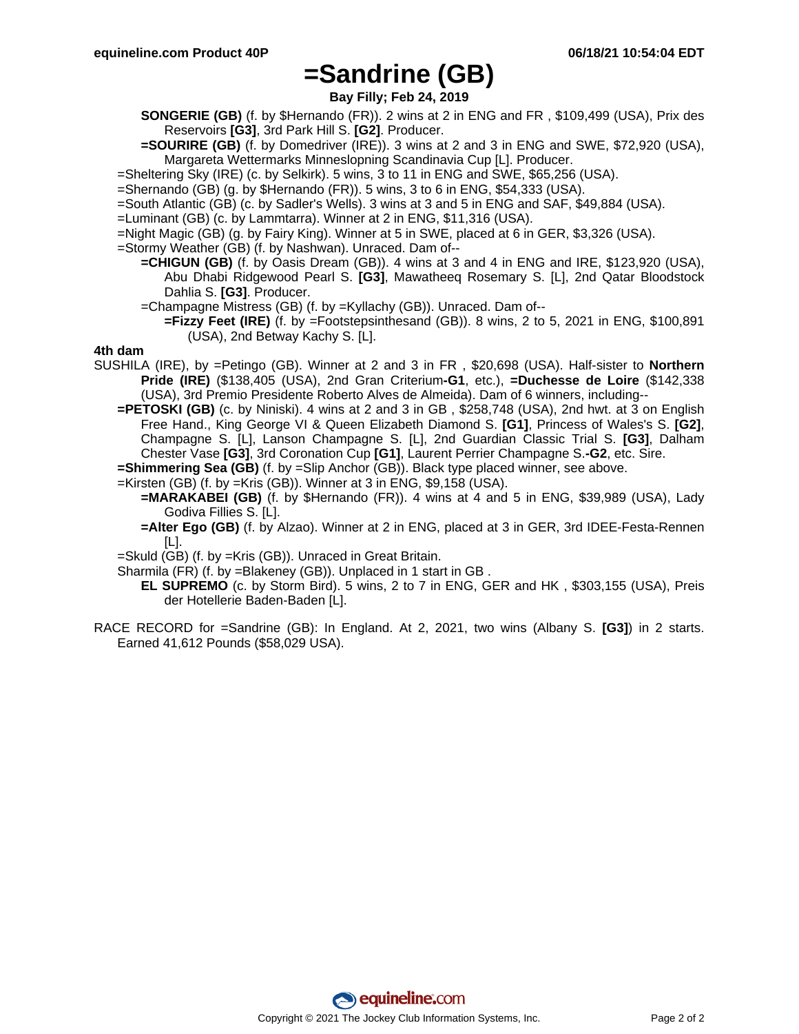# =Sandrine (GB)

**Bay Filly; Feb 24, 2019**

**SONGERIE (GB)** (f. by $Hernando (FR)). 2 wins at 2 in ENG and FR , $109,499 (USA), Prix des Reservoirs **[G3]**, 3rd Park Hill S. **[G2]**. Producer.

**=SOURIRE (GB)** (f. by Domedriver (IRE)). 3 wins at 2 and 3 in ENG and SWE, $72,920 (USA), Margareta Wettermarks Minneslopning Scandinavia Cup [L]. Producer.

=Sheltering Sky (IRE) (c. by Selkirk). 5 wins, 3 to 11 in ENG and SWE, $65,256 (USA).

=Shernando (GB) (g. by $Hernando (FR)). 5 wins, 3 to 6 in ENG, $54,333 (USA).

=South Atlantic (GB) (c. by Sadler's Wells). 3 wins at 3 and 5 in ENG and SAF, $49,884 (USA).

=Luminant (GB) (c. by Lammtarra). Winner at 2 in ENG, $11,316 (USA).

=Night Magic (GB) (g. by Fairy King). Winner at 5 in SWE, placed at 6 in GER, $3,326 (USA).

=Stormy Weather (GB) (f. by Nashwan). Unraced. Dam of--

**=CHIGUN (GB)** (f. by Oasis Dream (GB)). 4 wins at 3 and 4 in ENG and IRE, $123,920 (USA), Abu Dhabi Ridgewood Pearl S. **[G3]**, Mawatheeq Rosemary S. [L], 2nd Qatar Bloodstock Dahlia S. **[G3]**. Producer.

=Champagne Mistress (GB) (f. by =Kyllachy (GB)). Unraced. Dam of--

**=Fizzy Feet (IRE)** (f. by =Footstepsinthesand (GB)). 8 wins, 2 to 5, 2021 in ENG, $100,891 (USA), 2nd Betway Kachy S. [L].

**4th dam**

SUSHILA (IRE), by =Petingo (GB). Winner at 2 and 3 in FR , $20,698 (USA). Half-sister to **Northern Pride (IRE)** ($138,405 (USA), 2nd Gran Criterium-**G1**, etc.), **=Duchesse de Loire** ($142,338 (USA), 3rd Premio Presidente Roberto Alves de Almeida). Dam of 6 winners, including--

**=PETOSKI (GB)** (c. by Niniski). 4 wins at 2 and 3 in GB , $258,748 (USA), 2nd hwt. at 3 on English Free Hand., King George VI & Queen Elizabeth Diamond S. **[G1]**, Princess of Wales's S. **[G2]**, Champagne S. [L], Lanson Champagne S. [L], 2nd Guardian Classic Trial S. **[G3]**, Dalham Chester Vase **[G3]**, 3rd Coronation Cup **[G1]**, Laurent Perrier Champagne S.-**G2**, etc. Sire.

**=Shimmering Sea (GB)** (f. by =Slip Anchor (GB)). Black type placed winner, see above.

=Kirsten (GB) (f. by =Kris (GB)). Winner at 3 in ENG, $9,158 (USA).

**=MARAKABEI (GB)** (f. by $Hernando (FR)). 4 wins at 4 and 5 in ENG, $39,989 (USA), Lady Godiva Fillies S. [L].

**=Alter Ego (GB)** (f. by Alzao). Winner at 2 in ENG, placed at 3 in GER, 3rd IDEE-Festa-Rennen [L].

=Skuld (GB) (f. by =Kris (GB)). Unraced in Great Britain.

Sharmila (FR) (f. by =Blakeney (GB)). Unplaced in 1 start in GB .

**EL SUPREMO** (c. by Storm Bird). 5 wins, 2 to 7 in ENG, GER and HK , $303,155 (USA), Preis der Hotellerie Baden-Baden [L].

RACE RECORD for =Sandrine (GB): In England. At 2, 2021, two wins (Albany S. **[G3]**) in 2 starts. Earned 41,612 Pounds ($58,029 USA).